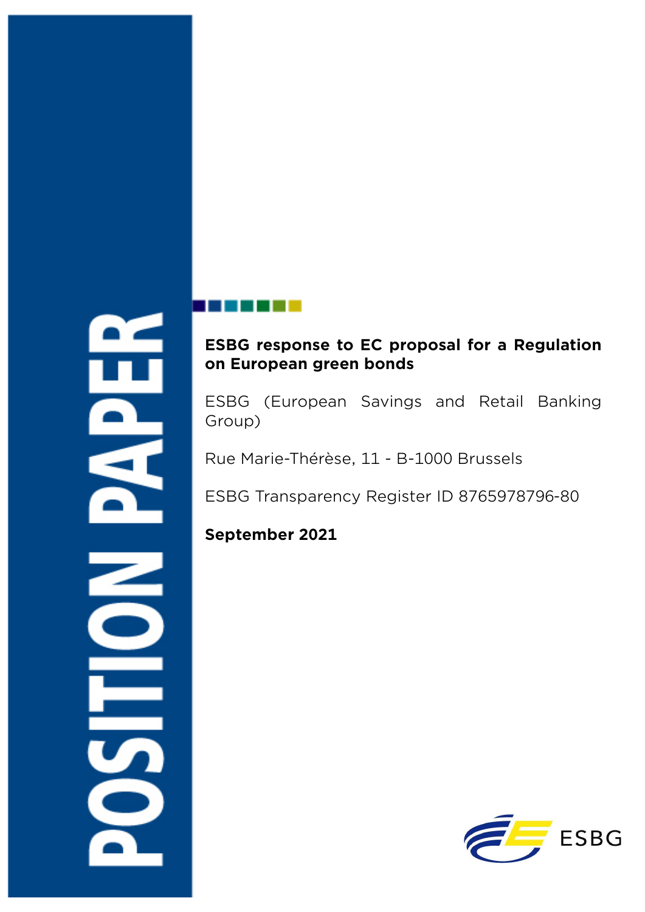POSITION PAPER

**ESBG response to EC proposal for a Regulation on European green bonds**

ESBG (European Savings and Retail Banking Group)

Rue Marie-Thérèse, 11 - B-1000 Brussels

ESBG Transparency Register ID 8765978796-80

**September 2021**

ESBG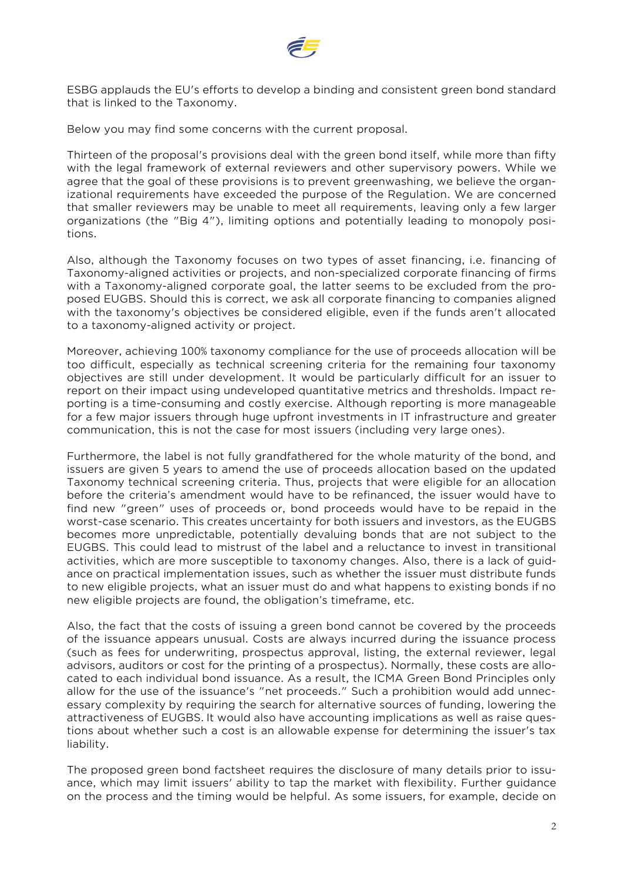ESBG applauds the EU's efforts to develop a binding and consistent green bond standard that is linked to the Taxonomy.

Below you may find some concerns with the current proposal.

Thirteen of the proposal's provisions deal with the green bond itself, while more than fifty with the legal framework of external reviewers and other supervisory powers. While we agree that the goal of these provisions is to prevent greenwashing, we believe the organizational requirements have exceeded the purpose of the Regulation. We are concerned that smaller reviewers may be unable to meet all requirements, leaving only a few larger organizations (the "Big 4"), limiting options and potentially leading to monopoly positions.

Also, although the Taxonomy focuses on two types of asset financing, i.e. financing of Taxonomy-aligned activities or projects, and non-specialized corporate financing of firms with a Taxonomy-aligned corporate goal, the latter seems to be excluded from the proposed EUGBS. Should this is correct, we ask all corporate financing to companies aligned with the taxonomy's objectives be considered eligible, even if the funds aren't allocated to a taxonomy-aligned activity or project.

Moreover, achieving 100% taxonomy compliance for the use of proceeds allocation will be too difficult, especially as technical screening criteria for the remaining four taxonomy objectives are still under development. It would be particularly difficult for an issuer to report on their impact using undeveloped quantitative metrics and thresholds. Impact reporting is a time-consuming and costly exercise. Although reporting is more manageable for a few major issuers through huge upfront investments in IT infrastructure and greater communication, this is not the case for most issuers (including very large ones).

Furthermore, the label is not fully grandfathered for the whole maturity of the bond, and issuers are given 5 years to amend the use of proceeds allocation based on the updated Taxonomy technical screening criteria. Thus, projects that were eligible for an allocation before the criteria's amendment would have to be refinanced, the issuer would have to find new "green" uses of proceeds or, bond proceeds would have to be repaid in the worst-case scenario. This creates uncertainty for both issuers and investors, as the EUGBS becomes more unpredictable, potentially devaluing bonds that are not subject to the EUGBS. This could lead to mistrust of the label and a reluctance to invest in transitional activities, which are more susceptible to taxonomy changes. Also, there is a lack of guidance on practical implementation issues, such as whether the issuer must distribute funds to new eligible projects, what an issuer must do and what happens to existing bonds if no new eligible projects are found, the obligation's timeframe, etc.

Also, the fact that the costs of issuing a green bond cannot be covered by the proceeds of the issuance appears unusual. Costs are always incurred during the issuance process (such as fees for underwriting, prospectus approval, listing, the external reviewer, legal advisors, auditors or cost for the printing of a prospectus). Normally, these costs are allocated to each individual bond issuance. As a result, the ICMA Green Bond Principles only allow for the use of the issuance's "net proceeds." Such a prohibition would add unnecessary complexity by requiring the search for alternative sources of funding, lowering the attractiveness of EUGBS. It would also have accounting implications as well as raise questions about whether such a cost is an allowable expense for determining the issuer's tax liability.

The proposed green bond factsheet requires the disclosure of many details prior to issuance, which may limit issuers' ability to tap the market with flexibility. Further guidance on the process and the timing would be helpful. As some issuers, for example, decide on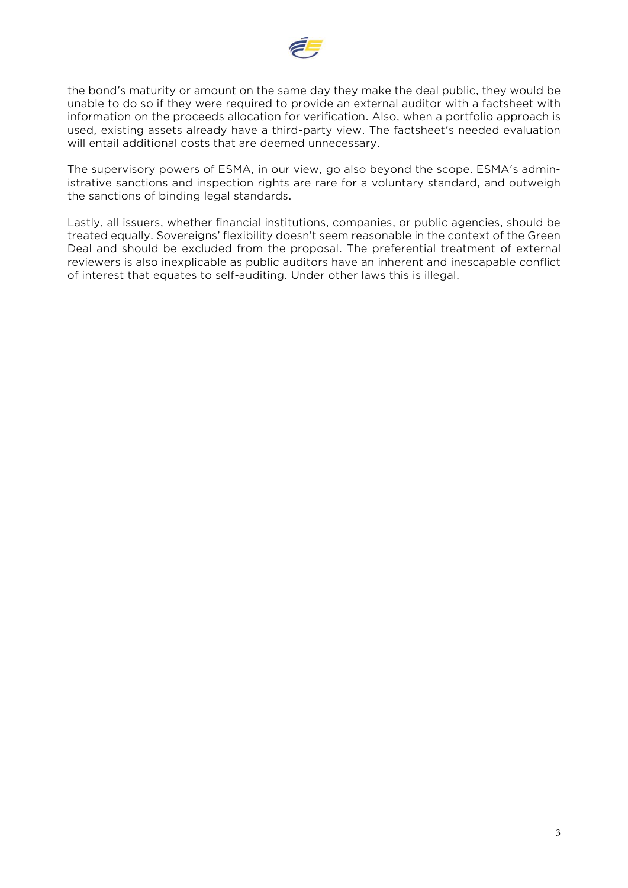the bond's maturity or amount on the same day they make the deal public, they would be unable to do so if they were required to provide an external auditor with a factsheet with information on the proceeds allocation for verification. Also, when a portfolio approach is used, existing assets already have a third-party view. The factsheet's needed evaluation will entail additional costs that are deemed unnecessary.

The supervisory powers of ESMA, in our view, go also beyond the scope. ESMA's administrative sanctions and inspection rights are rare for a voluntary standard, and outweigh the sanctions of binding legal standards.

Lastly, all issuers, whether financial institutions, companies, or public agencies, should be treated equally. Sovereigns' flexibility doesn't seem reasonable in the context of the Green Deal and should be excluded from the proposal. The preferential treatment of external reviewers is also inexplicable as public auditors have an inherent and inescapable conflict of interest that equates to self-auditing. Under other laws this is illegal.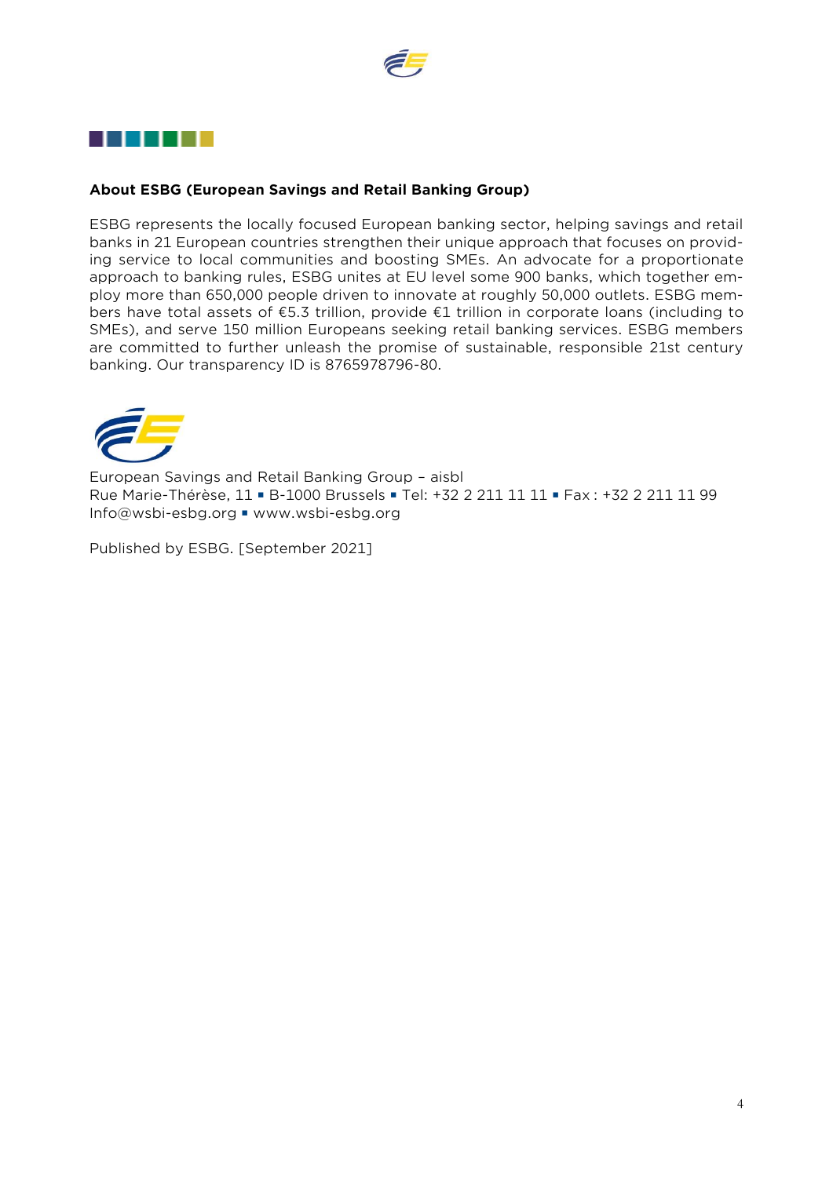**About ESBG (European Savings and Retail Banking Group)**

ESBG represents the locally focused European banking sector, helping savings and retail banks in 21 European countries strengthen their unique approach that focuses on providing service to local communities and boosting SMEs. An advocate for a proportionate approach to banking rules, ESBG unites at EU level some 900 banks, which together employ more than 650,000 people driven to innovate at roughly 50,000 outlets. ESBG members have total assets of €5.3 trillion, provide €1 trillion in corporate loans (including to SMEs), and serve 150 million Europeans seeking retail banking services. ESBG members are committed to further unleash the promise of sustainable, responsible 21st century banking. Our transparency ID is 8765978796-80.

European Savings and Retail Banking Group – aisbl
Rue Marie-Thérèse, 11 ▪ B-1000 Brussels ▪ Tel: +32 2 211 11 11 ▪ Fax : +32 2 211 11 99
Info@wsbi-esbg.org ▪ www.wsbi-esbg.org

Published by ESBG. [September 2021]